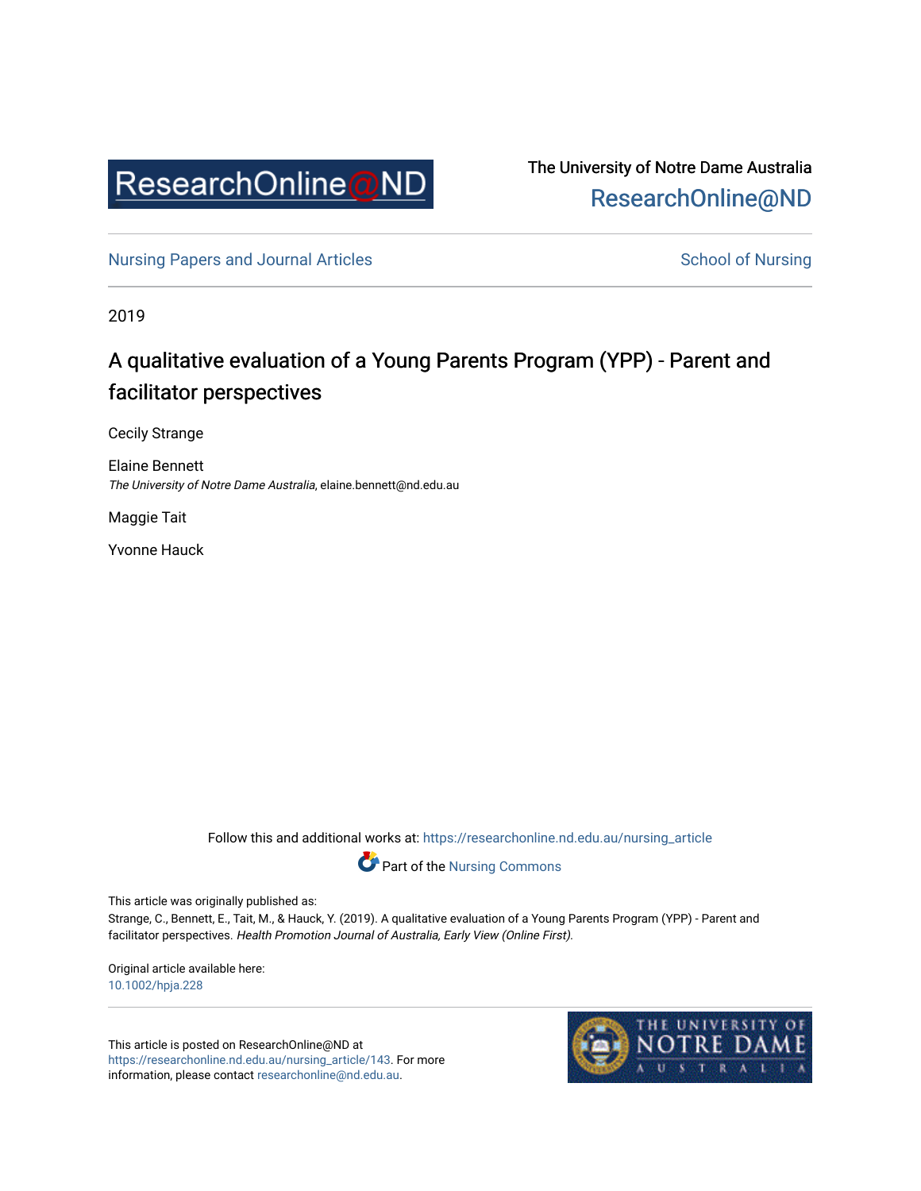ResearchOnline@ND

The University of Notre Dame Australia
ResearchOnline@ND

Nursing Papers and Journal Articles | School of Nursing

2019

# A qualitative evaluation of a Young Parents Program (YPP) - Parent and facilitator perspectives

Cecily Strange

Elaine Bennett
*The University of Notre Dame Australia*, elaine.bennett@nd.edu.au

Maggie Tait

Yvonne Hauck

Follow this and additional works at: https://researchonline.nd.edu.au/nursing_article

Part of the Nursing Commons

This article was originally published as:
Strange, C., Bennett, E., Tait, M., & Hauck, Y. (2019). A qualitative evaluation of a Young Parents Program (YPP) - Parent and facilitator perspectives. *Health Promotion Journal of Australia, Early View (Online First).*

Original article available here:
10.1002/hpja.228

This article is posted on ResearchOnline@ND at https://researchonline.nd.edu.au/nursing_article/143. For more information, please contact researchonline@nd.edu.au.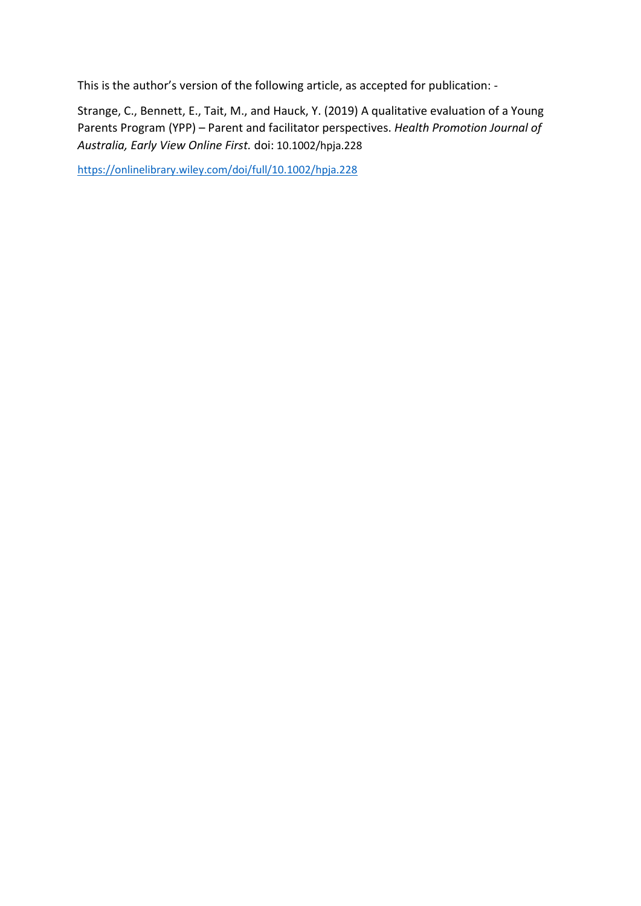This is the author's version of the following article, as accepted for publication: -

Strange, C., Bennett, E., Tait, M., and Hauck, Y. (2019) A qualitative evaluation of a Young Parents Program (YPP) – Parent and facilitator perspectives. *Health Promotion Journal of Australia, Early View Online First.* doi: 10.1002/hpja.228

https://onlinelibrary.wiley.com/doi/full/10.1002/hpja.228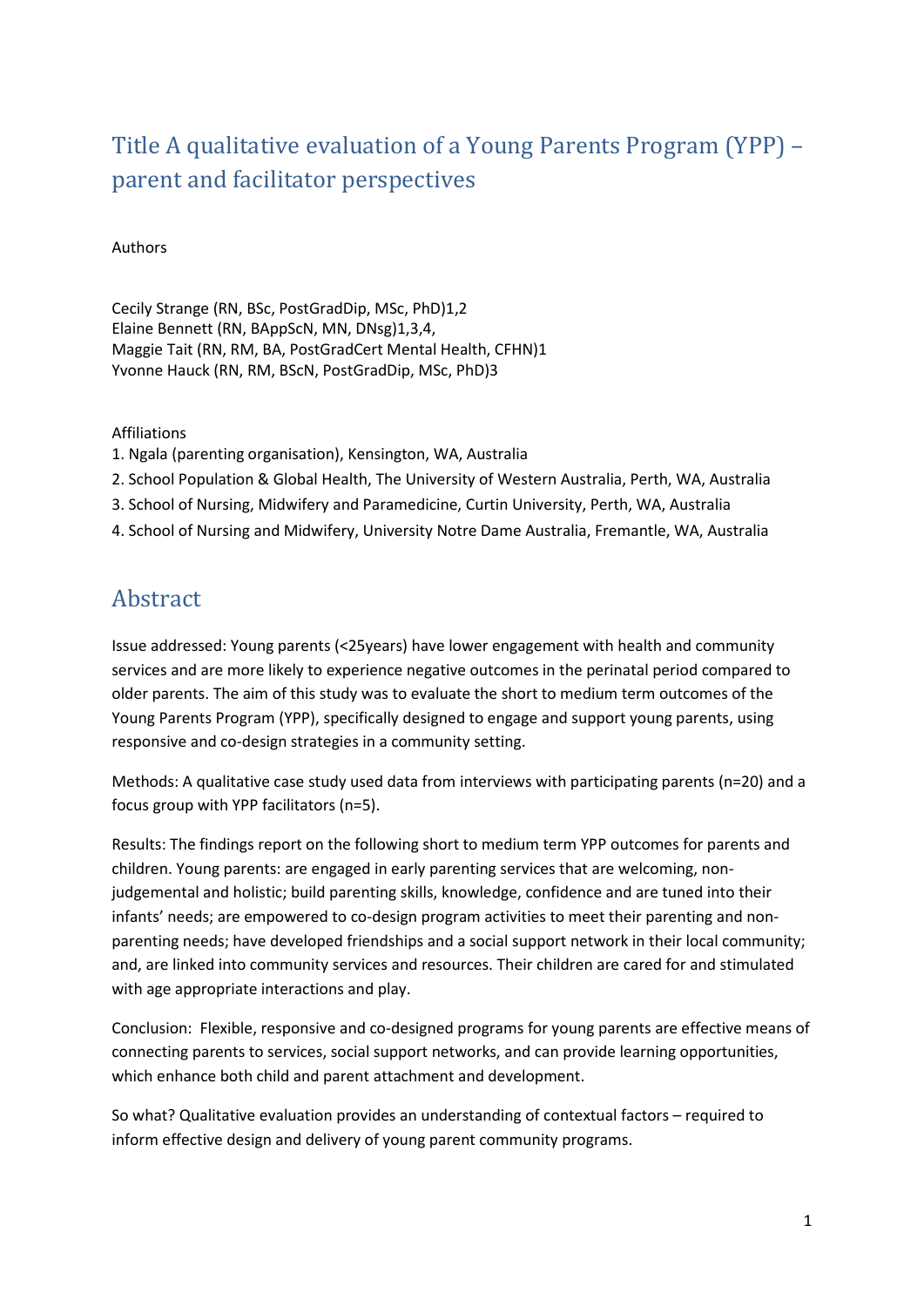# Title A qualitative evaluation of a Young Parents Program (YPP) – parent and facilitator perspectives

Authors

Cecily Strange (RN, BSc, PostGradDip, MSc, PhD)1,2
Elaine Bennett (RN, BAppScN, MN, DNsg)1,3,4,
Maggie Tait (RN, RM, BA, PostGradCert Mental Health, CFHN)1
Yvonne Hauck (RN, RM, BScN, PostGradDip, MSc, PhD)3

Affiliations

1. Ngala (parenting organisation), Kensington, WA, Australia
2. School Population & Global Health, The University of Western Australia, Perth, WA, Australia
3. School of Nursing, Midwifery and Paramedicine, Curtin University, Perth, WA, Australia
4. School of Nursing and Midwifery, University Notre Dame Australia, Fremantle, WA, Australia

## Abstract

Issue addressed: Young parents (<25years) have lower engagement with health and community services and are more likely to experience negative outcomes in the perinatal period compared to older parents. The aim of this study was to evaluate the short to medium term outcomes of the Young Parents Program (YPP), specifically designed to engage and support young parents, using responsive and co-design strategies in a community setting.

Methods: A qualitative case study used data from interviews with participating parents (n=20) and a focus group with YPP facilitators (n=5).

Results: The findings report on the following short to medium term YPP outcomes for parents and children. Young parents: are engaged in early parenting services that are welcoming, non-judgemental and holistic; build parenting skills, knowledge, confidence and are tuned into their infants' needs; are empowered to co-design program activities to meet their parenting and non-parenting needs; have developed friendships and a social support network in their local community; and, are linked into community services and resources. Their children are cared for and stimulated with age appropriate interactions and play.

Conclusion: Flexible, responsive and co-designed programs for young parents are effective means of connecting parents to services, social support networks, and can provide learning opportunities, which enhance both child and parent attachment and development.

So what? Qualitative evaluation provides an understanding of contextual factors – required to inform effective design and delivery of young parent community programs.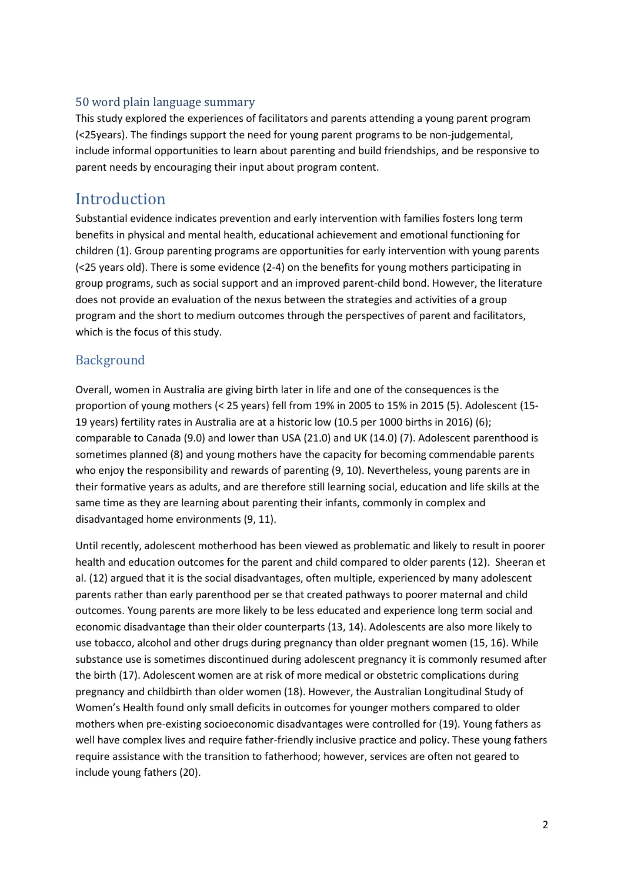### 50 word plain language summary

This study explored the experiences of facilitators and parents attending a young parent program (<25years). The findings support the need for young parent programs to be non-judgemental, include informal opportunities to learn about parenting and build friendships, and be responsive to parent needs by encouraging their input about program content.

# Introduction

Substantial evidence indicates prevention and early intervention with families fosters long term benefits in physical and mental health, educational achievement and emotional functioning for children (1). Group parenting programs are opportunities for early intervention with young parents (<25 years old). There is some evidence (2-4) on the benefits for young mothers participating in group programs, such as social support and an improved parent-child bond. However, the literature does not provide an evaluation of the nexus between the strategies and activities of a group program and the short to medium outcomes through the perspectives of parent and facilitators, which is the focus of this study.

## Background

Overall, women in Australia are giving birth later in life and one of the consequences is the proportion of young mothers (< 25 years) fell from 19% in 2005 to 15% in 2015 (5). Adolescent (15-19 years) fertility rates in Australia are at a historic low (10.5 per 1000 births in 2016) (6); comparable to Canada (9.0) and lower than USA (21.0) and UK (14.0) (7). Adolescent parenthood is sometimes planned (8) and young mothers have the capacity for becoming commendable parents who enjoy the responsibility and rewards of parenting (9, 10). Nevertheless, young parents are in their formative years as adults, and are therefore still learning social, education and life skills at the same time as they are learning about parenting their infants, commonly in complex and disadvantaged home environments (9, 11).

Until recently, adolescent motherhood has been viewed as problematic and likely to result in poorer health and education outcomes for the parent and child compared to older parents (12). Sheeran et al. (12) argued that it is the social disadvantages, often multiple, experienced by many adolescent parents rather than early parenthood per se that created pathways to poorer maternal and child outcomes. Young parents are more likely to be less educated and experience long term social and economic disadvantage than their older counterparts (13, 14). Adolescents are also more likely to use tobacco, alcohol and other drugs during pregnancy than older pregnant women (15, 16). While substance use is sometimes discontinued during adolescent pregnancy it is commonly resumed after the birth (17). Adolescent women are at risk of more medical or obstetric complications during pregnancy and childbirth than older women (18). However, the Australian Longitudinal Study of Women's Health found only small deficits in outcomes for younger mothers compared to older mothers when pre-existing socioeconomic disadvantages were controlled for (19). Young fathers as well have complex lives and require father-friendly inclusive practice and policy. These young fathers require assistance with the transition to fatherhood; however, services are often not geared to include young fathers (20).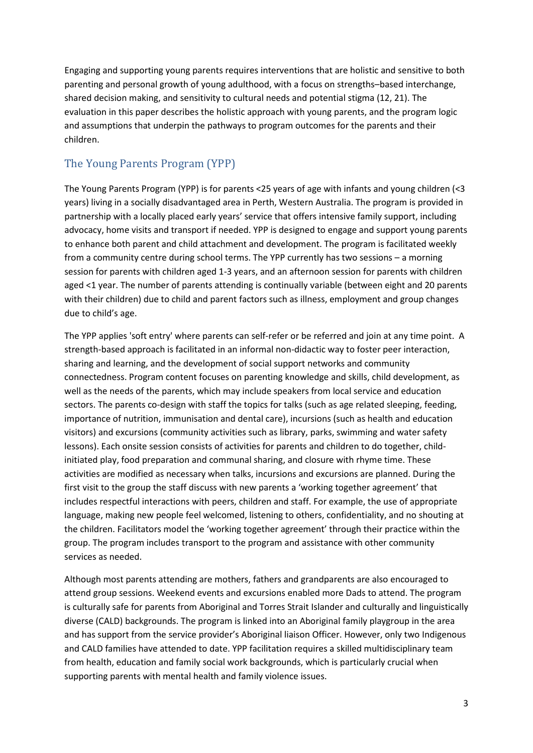Engaging and supporting young parents requires interventions that are holistic and sensitive to both parenting and personal growth of young adulthood, with a focus on strengths–based interchange, shared decision making, and sensitivity to cultural needs and potential stigma (12, 21). The evaluation in this paper describes the holistic approach with young parents, and the program logic and assumptions that underpin the pathways to program outcomes for the parents and their children.

## The Young Parents Program (YPP)

The Young Parents Program (YPP) is for parents <25 years of age with infants and young children (<3 years) living in a socially disadvantaged area in Perth, Western Australia. The program is provided in partnership with a locally placed early years' service that offers intensive family support, including advocacy, home visits and transport if needed. YPP is designed to engage and support young parents to enhance both parent and child attachment and development. The program is facilitated weekly from a community centre during school terms. The YPP currently has two sessions – a morning session for parents with children aged 1-3 years, and an afternoon session for parents with children aged <1 year. The number of parents attending is continually variable (between eight and 20 parents with their children) due to child and parent factors such as illness, employment and group changes due to child's age.

The YPP applies 'soft entry' where parents can self-refer or be referred and join at any time point. A strength-based approach is facilitated in an informal non-didactic way to foster peer interaction, sharing and learning, and the development of social support networks and community connectedness. Program content focuses on parenting knowledge and skills, child development, as well as the needs of the parents, which may include speakers from local service and education sectors. The parents co-design with staff the topics for talks (such as age related sleeping, feeding, importance of nutrition, immunisation and dental care), incursions (such as health and education visitors) and excursions (community activities such as library, parks, swimming and water safety lessons). Each onsite session consists of activities for parents and children to do together, child-initiated play, food preparation and communal sharing, and closure with rhyme time. These activities are modified as necessary when talks, incursions and excursions are planned. During the first visit to the group the staff discuss with new parents a 'working together agreement' that includes respectful interactions with peers, children and staff. For example, the use of appropriate language, making new people feel welcomed, listening to others, confidentiality, and no shouting at the children. Facilitators model the 'working together agreement' through their practice within the group. The program includes transport to the program and assistance with other community services as needed.

Although most parents attending are mothers, fathers and grandparents are also encouraged to attend group sessions. Weekend events and excursions enabled more Dads to attend. The program is culturally safe for parents from Aboriginal and Torres Strait Islander and culturally and linguistically diverse (CALD) backgrounds. The program is linked into an Aboriginal family playgroup in the area and has support from the service provider's Aboriginal liaison Officer. However, only two Indigenous and CALD families have attended to date. YPP facilitation requires a skilled multidisciplinary team from health, education and family social work backgrounds, which is particularly crucial when supporting parents with mental health and family violence issues.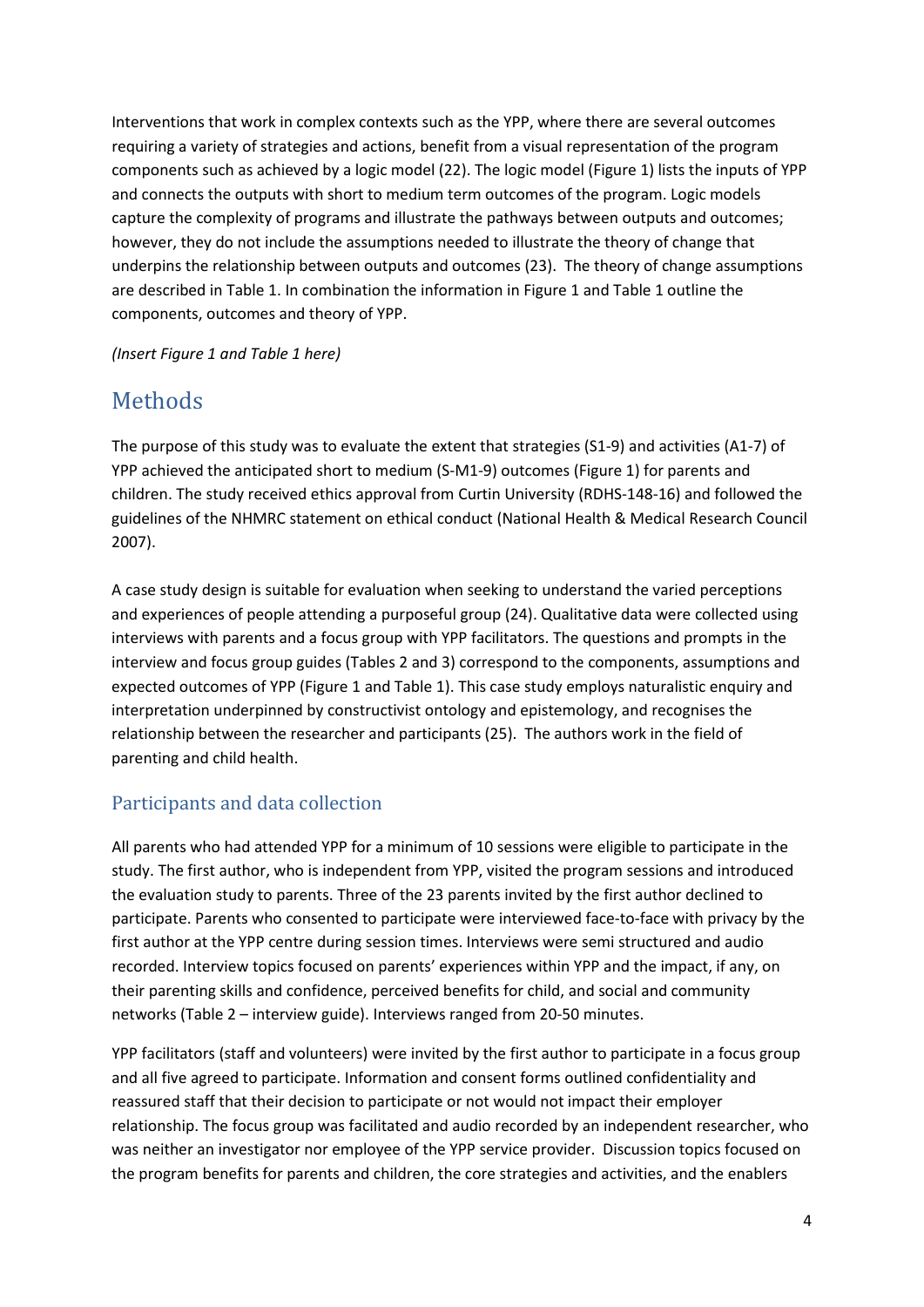Interventions that work in complex contexts such as the YPP, where there are several outcomes requiring a variety of strategies and actions, benefit from a visual representation of the program components such as achieved by a logic model (22). The logic model (Figure 1) lists the inputs of YPP and connects the outputs with short to medium term outcomes of the program. Logic models capture the complexity of programs and illustrate the pathways between outputs and outcomes; however, they do not include the assumptions needed to illustrate the theory of change that underpins the relationship between outputs and outcomes (23). The theory of change assumptions are described in Table 1. In combination the information in Figure 1 and Table 1 outline the components, outcomes and theory of YPP.

*(Insert Figure 1 and Table 1 here)*

# Methods

The purpose of this study was to evaluate the extent that strategies (S1-9) and activities (A1-7) of YPP achieved the anticipated short to medium (S-M1-9) outcomes (Figure 1) for parents and children. The study received ethics approval from Curtin University (RDHS-148-16) and followed the guidelines of the NHMRC statement on ethical conduct (National Health & Medical Research Council 2007).

A case study design is suitable for evaluation when seeking to understand the varied perceptions and experiences of people attending a purposeful group (24). Qualitative data were collected using interviews with parents and a focus group with YPP facilitators. The questions and prompts in the interview and focus group guides (Tables 2 and 3) correspond to the components, assumptions and expected outcomes of YPP (Figure 1 and Table 1). This case study employs naturalistic enquiry and interpretation underpinned by constructivist ontology and epistemology, and recognises the relationship between the researcher and participants (25). The authors work in the field of parenting and child health.

## Participants and data collection

All parents who had attended YPP for a minimum of 10 sessions were eligible to participate in the study. The first author, who is independent from YPP, visited the program sessions and introduced the evaluation study to parents. Three of the 23 parents invited by the first author declined to participate. Parents who consented to participate were interviewed face-to-face with privacy by the first author at the YPP centre during session times. Interviews were semi structured and audio recorded. Interview topics focused on parents' experiences within YPP and the impact, if any, on their parenting skills and confidence, perceived benefits for child, and social and community networks (Table 2 – interview guide). Interviews ranged from 20-50 minutes.

YPP facilitators (staff and volunteers) were invited by the first author to participate in a focus group and all five agreed to participate. Information and consent forms outlined confidentiality and reassured staff that their decision to participate or not would not impact their employer relationship. The focus group was facilitated and audio recorded by an independent researcher, who was neither an investigator nor employee of the YPP service provider. Discussion topics focused on the program benefits for parents and children, the core strategies and activities, and the enablers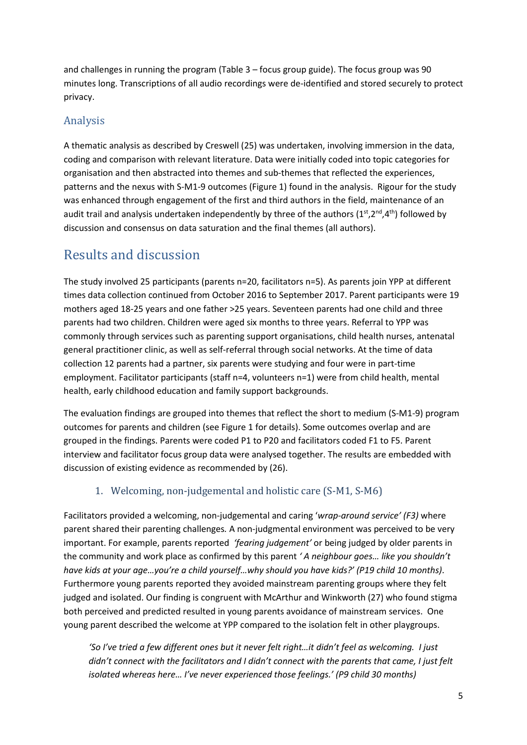and challenges in running the program (Table 3 – focus group guide). The focus group was 90 minutes long. Transcriptions of all audio recordings were de-identified and stored securely to protect privacy.

## Analysis

A thematic analysis as described by Creswell (25) was undertaken, involving immersion in the data, coding and comparison with relevant literature. Data were initially coded into topic categories for organisation and then abstracted into themes and sub-themes that reflected the experiences, patterns and the nexus with S-M1-9 outcomes (Figure 1) found in the analysis. Rigour for the study was enhanced through engagement of the first and third authors in the field, maintenance of an audit trail and analysis undertaken independently by three of the authors (1st,2nd,4th) followed by discussion and consensus on data saturation and the final themes (all authors).

# Results and discussion

The study involved 25 participants (parents n=20, facilitators n=5). As parents join YPP at different times data collection continued from October 2016 to September 2017. Parent participants were 19 mothers aged 18-25 years and one father >25 years. Seventeen parents had one child and three parents had two children. Children were aged six months to three years. Referral to YPP was commonly through services such as parenting support organisations, child health nurses, antenatal general practitioner clinic, as well as self-referral through social networks. At the time of data collection 12 parents had a partner, six parents were studying and four were in part-time employment. Facilitator participants (staff n=4, volunteers n=1) were from child health, mental health, early childhood education and family support backgrounds.

The evaluation findings are grouped into themes that reflect the short to medium (S-M1-9) program outcomes for parents and children (see Figure 1 for details). Some outcomes overlap and are grouped in the findings. Parents were coded P1 to P20 and facilitators coded F1 to F5. Parent interview and facilitator focus group data were analysed together. The results are embedded with discussion of existing evidence as recommended by (26).

### 1. Welcoming, non-judgemental and holistic care (S-M1, S-M6)

Facilitators provided a welcoming, non-judgemental and caring '*wrap-around service' (F3)* where parent shared their parenting challenges*.* A non-judgmental environment was perceived to be very important. For example, parents reported *'fearing judgement'* or being judged by older parents in the community and work place as confirmed by this parent *' A neighbour goes… like you shouldn't have kids at your age…you're a child yourself…why should you have kids?' (P19 child 10 months)*. Furthermore young parents reported they avoided mainstream parenting groups where they felt judged and isolated. Our finding is congruent with McArthur and Winkworth (27) who found stigma both perceived and predicted resulted in young parents avoidance of mainstream services. One young parent described the welcome at YPP compared to the isolation felt in other playgroups.

> *'So I've tried a few different ones but it never felt right…it didn't feel as welcoming. I just didn't connect with the facilitators and I didn't connect with the parents that came, I just felt isolated whereas here… I've never experienced those feelings.' (P9 child 30 months)*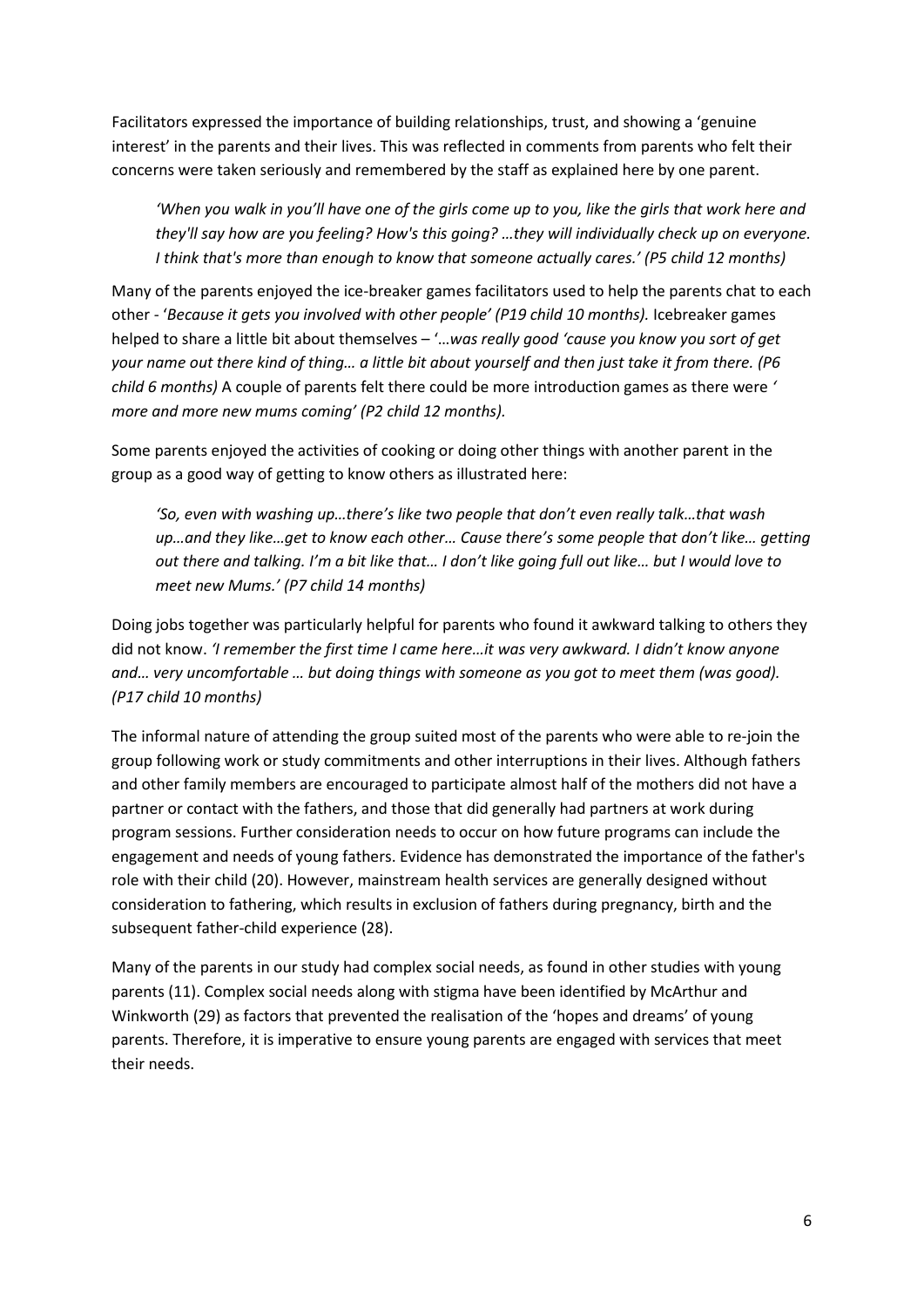Facilitators expressed the importance of building relationships, trust, and showing a 'genuine interest' in the parents and their lives. This was reflected in comments from parents who felt their concerns were taken seriously and remembered by the staff as explained here by one parent.

> *'When you walk in you'll have one of the girls come up to you, like the girls that work here and they'll say how are you feeling? How's this going? …they will individually check up on everyone. I think that's more than enough to know that someone actually cares.' (P5 child 12 months)*

Many of the parents enjoyed the ice-breaker games facilitators used to help the parents chat to each other - '*Because it gets you involved with other people' (P19 child 10 months).* Icebreaker games helped to share a little bit about themselves – '…*was really good 'cause you know you sort of get your name out there kind of thing… a little bit about yourself and then just take it from there. (P6 child 6 months)* A couple of parents felt there could be more introduction games as there were *' more and more new mums coming' (P2 child 12 months).*

Some parents enjoyed the activities of cooking or doing other things with another parent in the group as a good way of getting to know others as illustrated here:

> *'So, even with washing up…there's like two people that don't even really talk…that wash up…and they like…get to know each other… Cause there's some people that don't like… getting out there and talking. I'm a bit like that… I don't like going full out like… but I would love to meet new Mums.' (P7 child 14 months)*

Doing jobs together was particularly helpful for parents who found it awkward talking to others they did not know. *'I remember the first time I came here…it was very awkward. I didn't know anyone and… very uncomfortable … but doing things with someone as you got to meet them (was good). (P17 child 10 months)*

The informal nature of attending the group suited most of the parents who were able to re-join the group following work or study commitments and other interruptions in their lives. Although fathers and other family members are encouraged to participate almost half of the mothers did not have a partner or contact with the fathers, and those that did generally had partners at work during program sessions. Further consideration needs to occur on how future programs can include the engagement and needs of young fathers. Evidence has demonstrated the importance of the father's role with their child (20). However, mainstream health services are generally designed without consideration to fathering, which results in exclusion of fathers during pregnancy, birth and the subsequent father-child experience (28).

Many of the parents in our study had complex social needs, as found in other studies with young parents (11). Complex social needs along with stigma have been identified by McArthur and Winkworth (29) as factors that prevented the realisation of the 'hopes and dreams' of young parents. Therefore, it is imperative to ensure young parents are engaged with services that meet their needs.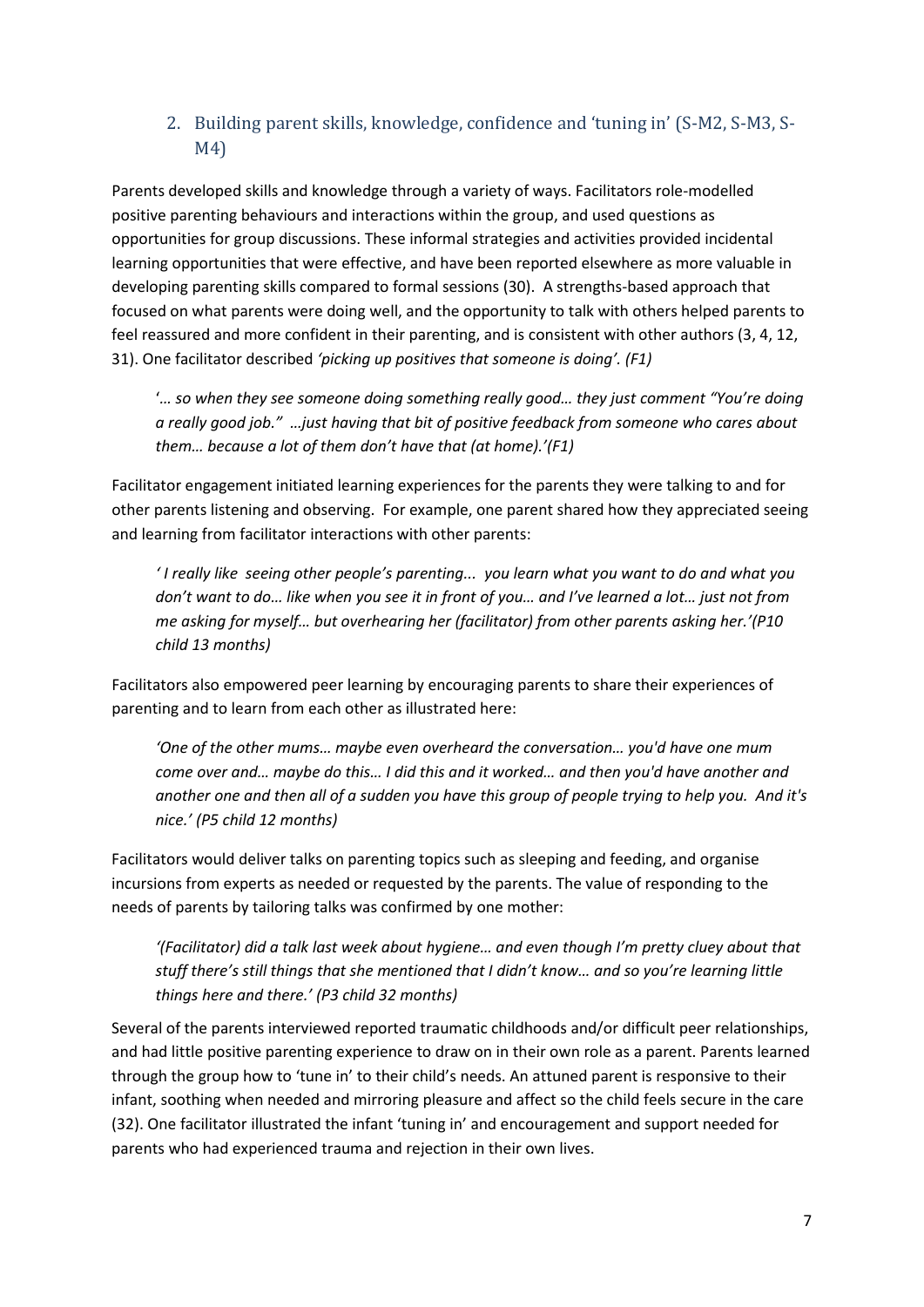## 2. Building parent skills, knowledge, confidence and 'tuning in' (S-M2, S-M3, S-M4)

Parents developed skills and knowledge through a variety of ways. Facilitators role-modelled positive parenting behaviours and interactions within the group, and used questions as opportunities for group discussions. These informal strategies and activities provided incidental learning opportunities that were effective, and have been reported elsewhere as more valuable in developing parenting skills compared to formal sessions (30). A strengths-based approach that focused on what parents were doing well, and the opportunity to talk with others helped parents to feel reassured and more confident in their parenting, and is consistent with other authors (3, 4, 12, 31). One facilitator described *'picking up positives that someone is doing'. (F1)*

> '*… so when they see someone doing something really good… they just comment "You're doing a really good job." …just having that bit of positive feedback from someone who cares about them… because a lot of them don't have that (at home).'(F1)*

Facilitator engagement initiated learning experiences for the parents they were talking to and for other parents listening and observing. For example, one parent shared how they appreciated seeing and learning from facilitator interactions with other parents:

> *' I really like seeing other people's parenting... you learn what you want to do and what you don't want to do… like when you see it in front of you… and I've learned a lot… just not from me asking for myself… but overhearing her (facilitator) from other parents asking her.'(P10 child 13 months)*

Facilitators also empowered peer learning by encouraging parents to share their experiences of parenting and to learn from each other as illustrated here:

> *'One of the other mums… maybe even overheard the conversation… you'd have one mum come over and… maybe do this… I did this and it worked… and then you'd have another and another one and then all of a sudden you have this group of people trying to help you. And it's nice.' (P5 child 12 months)*

Facilitators would deliver talks on parenting topics such as sleeping and feeding, and organise incursions from experts as needed or requested by the parents. The value of responding to the needs of parents by tailoring talks was confirmed by one mother:

> *'(Facilitator) did a talk last week about hygiene… and even though I'm pretty cluey about that stuff there's still things that she mentioned that I didn't know… and so you're learning little things here and there.' (P3 child 32 months)*

Several of the parents interviewed reported traumatic childhoods and/or difficult peer relationships, and had little positive parenting experience to draw on in their own role as a parent. Parents learned through the group how to 'tune in' to their child's needs. An attuned parent is responsive to their infant, soothing when needed and mirroring pleasure and affect so the child feels secure in the care (32). One facilitator illustrated the infant 'tuning in' and encouragement and support needed for parents who had experienced trauma and rejection in their own lives.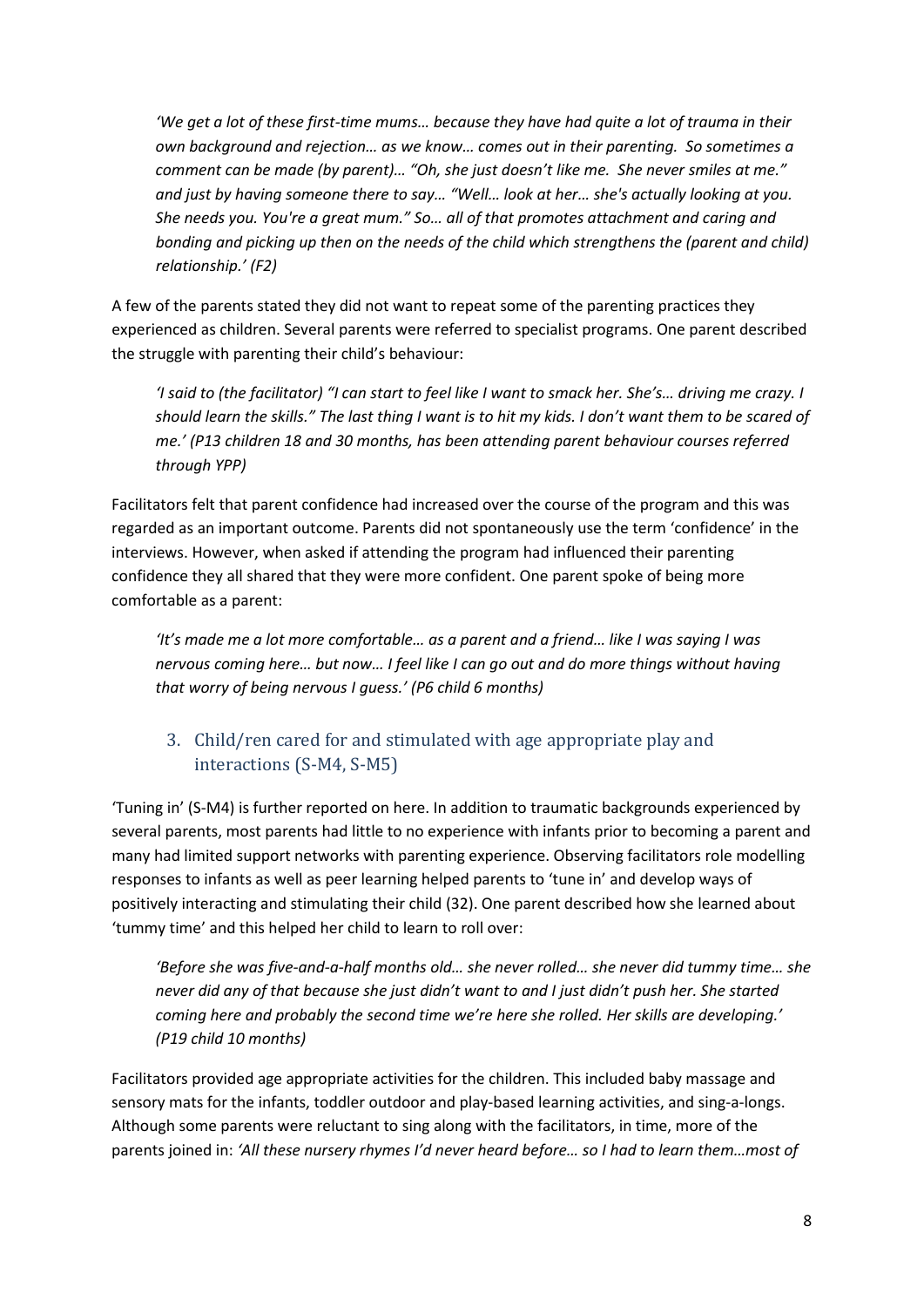*'We get a lot of these first-time mums… because they have had quite a lot of trauma in their own background and rejection… as we know… comes out in their parenting. So sometimes a comment can be made (by parent)… "Oh, she just doesn't like me. She never smiles at me." and just by having someone there to say… "Well… look at her… she's actually looking at you. She needs you. You're a great mum." So… all of that promotes attachment and caring and bonding and picking up then on the needs of the child which strengthens the (parent and child) relationship.' (F2)*

A few of the parents stated they did not want to repeat some of the parenting practices they experienced as children. Several parents were referred to specialist programs. One parent described the struggle with parenting their child's behaviour:

*'I said to (the facilitator) "I can start to feel like I want to smack her. She's… driving me crazy. I should learn the skills." The last thing I want is to hit my kids. I don't want them to be scared of me.' (P13 children 18 and 30 months, has been attending parent behaviour courses referred through YPP)*

Facilitators felt that parent confidence had increased over the course of the program and this was regarded as an important outcome. Parents did not spontaneously use the term 'confidence' in the interviews. However, when asked if attending the program had influenced their parenting confidence they all shared that they were more confident. One parent spoke of being more comfortable as a parent:

*'It's made me a lot more comfortable… as a parent and a friend… like I was saying I was nervous coming here… but now… I feel like I can go out and do more things without having that worry of being nervous I guess.' (P6 child 6 months)*

## 3. Child/ren cared for and stimulated with age appropriate play and interactions (S-M4, S-M5)

'Tuning in' (S-M4) is further reported on here. In addition to traumatic backgrounds experienced by several parents, most parents had little to no experience with infants prior to becoming a parent and many had limited support networks with parenting experience. Observing facilitators role modelling responses to infants as well as peer learning helped parents to 'tune in' and develop ways of positively interacting and stimulating their child (32). One parent described how she learned about 'tummy time' and this helped her child to learn to roll over:

*'Before she was five-and-a-half months old… she never rolled… she never did tummy time… she never did any of that because she just didn't want to and I just didn't push her. She started coming here and probably the second time we're here she rolled. Her skills are developing.' (P19 child 10 months)*

Facilitators provided age appropriate activities for the children. This included baby massage and sensory mats for the infants, toddler outdoor and play-based learning activities, and sing-a-longs. Although some parents were reluctant to sing along with the facilitators, in time, more of the parents joined in: *'All these nursery rhymes I'd never heard before… so I had to learn them…most of*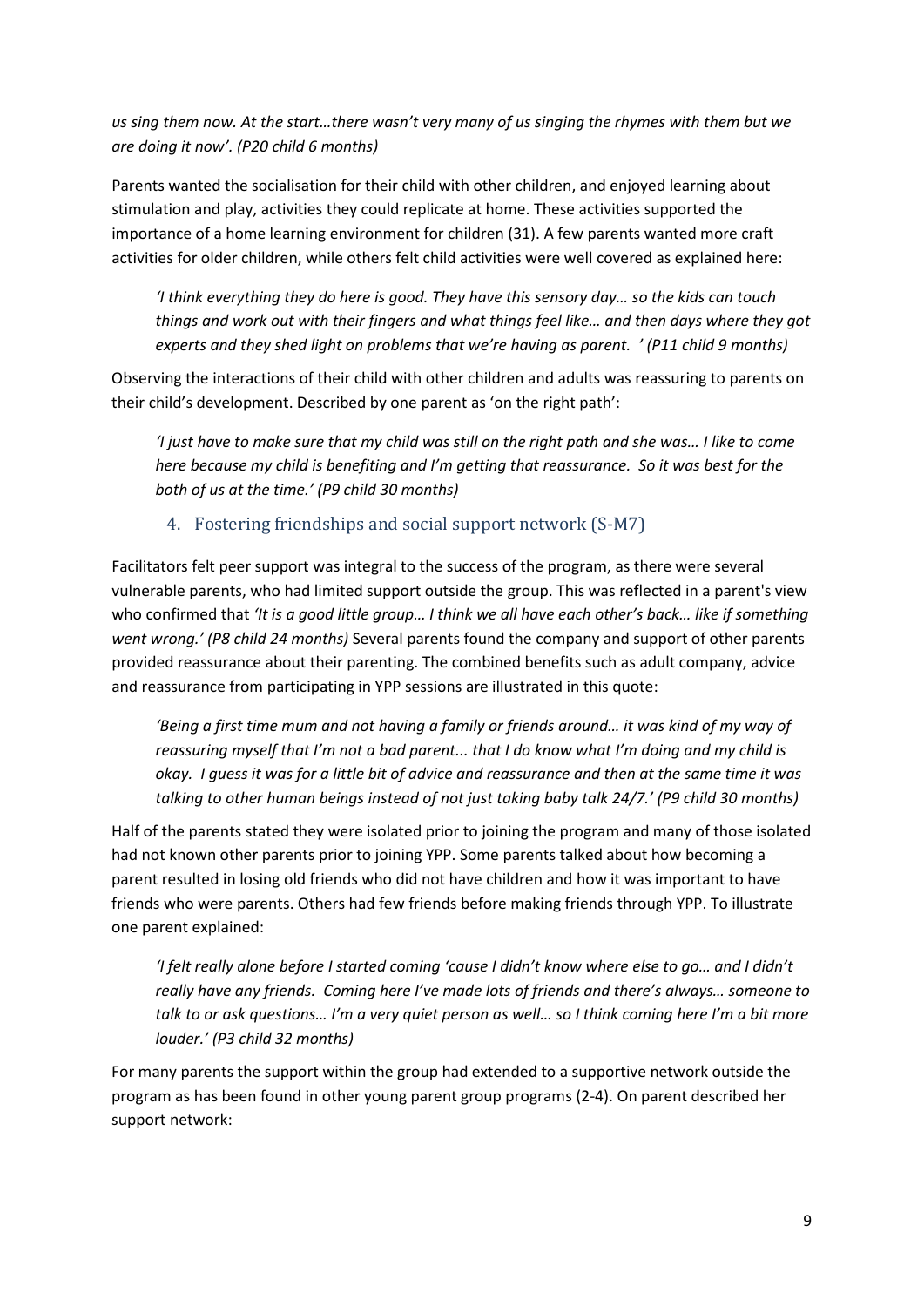*us sing them now. At the start…there wasn't very many of us singing the rhymes with them but we are doing it now'. (P20 child 6 months)*

Parents wanted the socialisation for their child with other children, and enjoyed learning about stimulation and play, activities they could replicate at home. These activities supported the importance of a home learning environment for children (31). A few parents wanted more craft activities for older children, while others felt child activities were well covered as explained here:

> *'I think everything they do here is good. They have this sensory day… so the kids can touch things and work out with their fingers and what things feel like… and then days where they got experts and they shed light on problems that we're having as parent. ' (P11 child 9 months)*

Observing the interactions of their child with other children and adults was reassuring to parents on their child's development. Described by one parent as 'on the right path':

> *'I just have to make sure that my child was still on the right path and she was… I like to come here because my child is benefiting and I'm getting that reassurance. So it was best for the both of us at the time.' (P9 child 30 months)*

### 4. Fostering friendships and social support network (S-M7)

Facilitators felt peer support was integral to the success of the program, as there were several vulnerable parents, who had limited support outside the group. This was reflected in a parent's view who confirmed that *'It is a good little group… I think we all have each other's back… like if something went wrong.' (P8 child 24 months)* Several parents found the company and support of other parents provided reassurance about their parenting. The combined benefits such as adult company, advice and reassurance from participating in YPP sessions are illustrated in this quote:

> *'Being a first time mum and not having a family or friends around… it was kind of my way of reassuring myself that I'm not a bad parent... that I do know what I'm doing and my child is okay. I guess it was for a little bit of advice and reassurance and then at the same time it was talking to other human beings instead of not just taking baby talk 24/7.' (P9 child 30 months)*

Half of the parents stated they were isolated prior to joining the program and many of those isolated had not known other parents prior to joining YPP. Some parents talked about how becoming a parent resulted in losing old friends who did not have children and how it was important to have friends who were parents. Others had few friends before making friends through YPP. To illustrate one parent explained:

> *'I felt really alone before I started coming 'cause I didn't know where else to go… and I didn't really have any friends. Coming here I've made lots of friends and there's always… someone to talk to or ask questions… I'm a very quiet person as well… so I think coming here I'm a bit more louder.' (P3 child 32 months)*

For many parents the support within the group had extended to a supportive network outside the program as has been found in other young parent group programs (2-4). On parent described her support network: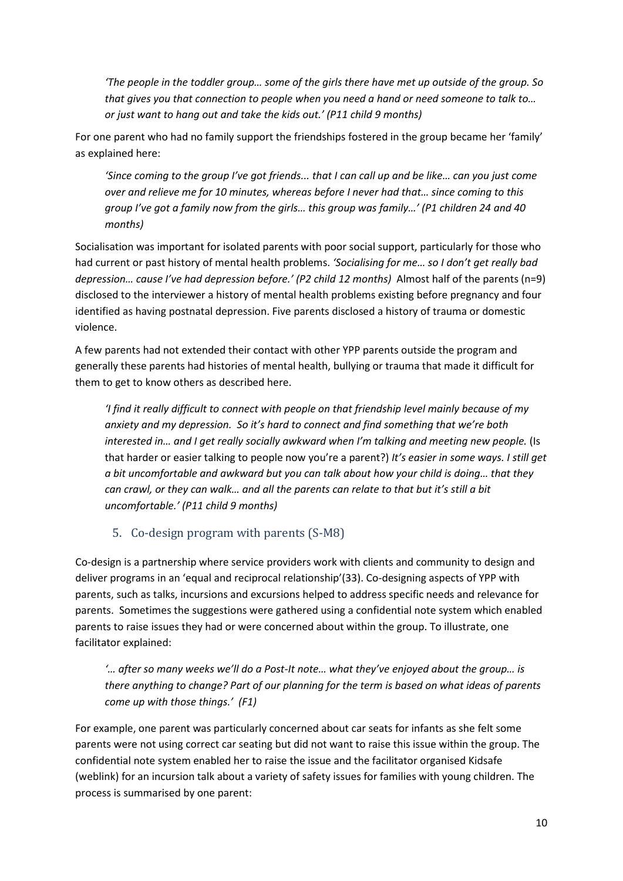> *'The people in the toddler group… some of the girls there have met up outside of the group. So that gives you that connection to people when you need a hand or need someone to talk to… or just want to hang out and take the kids out.' (P11 child 9 months)*

For one parent who had no family support the friendships fostered in the group became her 'family' as explained here:

> *'Since coming to the group I've got friends... that I can call up and be like… can you just come over and relieve me for 10 minutes, whereas before I never had that… since coming to this group I've got a family now from the girls… this group was family…' (P1 children 24 and 40 months)*

Socialisation was important for isolated parents with poor social support, particularly for those who had current or past history of mental health problems. *'Socialising for me… so I don't get really bad depression… cause I've had depression before.' (P2 child 12 months)* Almost half of the parents (n=9) disclosed to the interviewer a history of mental health problems existing before pregnancy and four identified as having postnatal depression. Five parents disclosed a history of trauma or domestic violence.

A few parents had not extended their contact with other YPP parents outside the program and generally these parents had histories of mental health, bullying or trauma that made it difficult for them to get to know others as described here.

> *'I find it really difficult to connect with people on that friendship level mainly because of my anxiety and my depression. So it's hard to connect and find something that we're both interested in… and I get really socially awkward when I'm talking and meeting new people.* (Is that harder or easier talking to people now you're a parent?) *It's easier in some ways. I still get a bit uncomfortable and awkward but you can talk about how your child is doing… that they can crawl, or they can walk… and all the parents can relate to that but it's still a bit uncomfortable.' (P11 child 9 months)*

## 5. Co-design program with parents (S-M8)

Co-design is a partnership where service providers work with clients and community to design and deliver programs in an 'equal and reciprocal relationship'(33). Co-designing aspects of YPP with parents, such as talks, incursions and excursions helped to address specific needs and relevance for parents. Sometimes the suggestions were gathered using a confidential note system which enabled parents to raise issues they had or were concerned about within the group. To illustrate, one facilitator explained:

> *'… after so many weeks we'll do a Post-It note… what they've enjoyed about the group… is there anything to change? Part of our planning for the term is based on what ideas of parents come up with those things.' (F1)*

For example, one parent was particularly concerned about car seats for infants as she felt some parents were not using correct car seating but did not want to raise this issue within the group. The confidential note system enabled her to raise the issue and the facilitator organised Kidsafe (weblink) for an incursion talk about a variety of safety issues for families with young children. The process is summarised by one parent: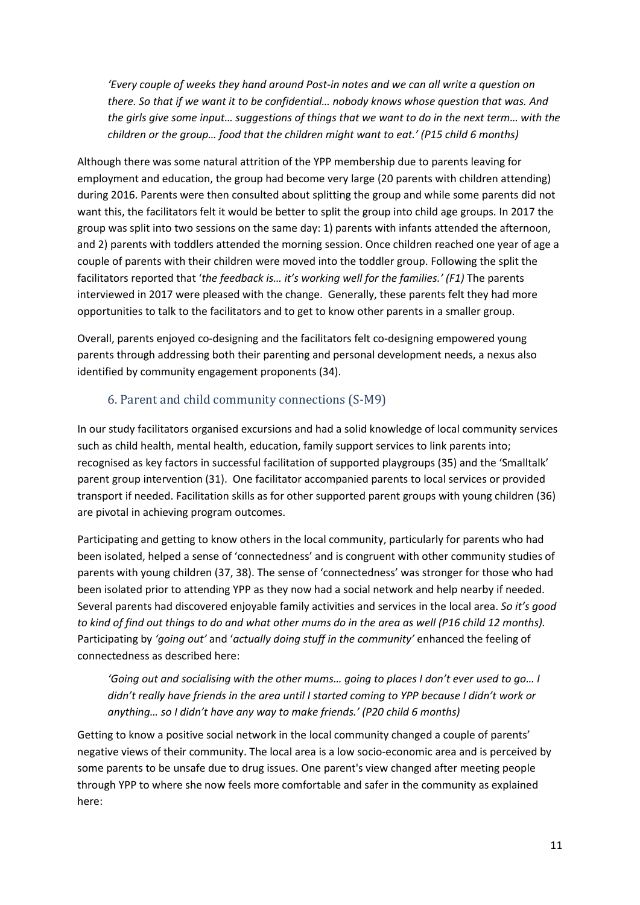*'Every couple of weeks they hand around Post-in notes and we can all write a question on there. So that if we want it to be confidential… nobody knows whose question that was. And the girls give some input… suggestions of things that we want to do in the next term… with the children or the group… food that the children might want to eat.' (P15 child 6 months)*

Although there was some natural attrition of the YPP membership due to parents leaving for employment and education, the group had become very large (20 parents with children attending) during 2016. Parents were then consulted about splitting the group and while some parents did not want this, the facilitators felt it would be better to split the group into child age groups. In 2017 the group was split into two sessions on the same day: 1) parents with infants attended the afternoon, and 2) parents with toddlers attended the morning session. Once children reached one year of age a couple of parents with their children were moved into the toddler group. Following the split the facilitators reported that '*the feedback is… it's working well for the families.' (F1)* The parents interviewed in 2017 were pleased with the change. Generally, these parents felt they had more opportunities to talk to the facilitators and to get to know other parents in a smaller group.

Overall, parents enjoyed co-designing and the facilitators felt co-designing empowered young parents through addressing both their parenting and personal development needs, a nexus also identified by community engagement proponents (34).

## 6. Parent and child community connections (S-M9)

In our study facilitators organised excursions and had a solid knowledge of local community services such as child health, mental health, education, family support services to link parents into; recognised as key factors in successful facilitation of supported playgroups (35) and the 'Smalltalk' parent group intervention (31). One facilitator accompanied parents to local services or provided transport if needed. Facilitation skills as for other supported parent groups with young children (36) are pivotal in achieving program outcomes.

Participating and getting to know others in the local community, particularly for parents who had been isolated, helped a sense of 'connectedness' and is congruent with other community studies of parents with young children (37, 38). The sense of 'connectedness' was stronger for those who had been isolated prior to attending YPP as they now had a social network and help nearby if needed. Several parents had discovered enjoyable family activities and services in the local area. *So it's good to kind of find out things to do and what other mums do in the area as well (P16 child 12 months).* Participating by *'going out'* and '*actually doing stuff in the community'* enhanced the feeling of connectedness as described here:

*'Going out and socialising with the other mums… going to places I don't ever used to go… I didn't really have friends in the area until I started coming to YPP because I didn't work or anything… so I didn't have any way to make friends.' (P20 child 6 months)*

Getting to know a positive social network in the local community changed a couple of parents' negative views of their community. The local area is a low socio-economic area and is perceived by some parents to be unsafe due to drug issues. One parent's view changed after meeting people through YPP to where she now feels more comfortable and safer in the community as explained here: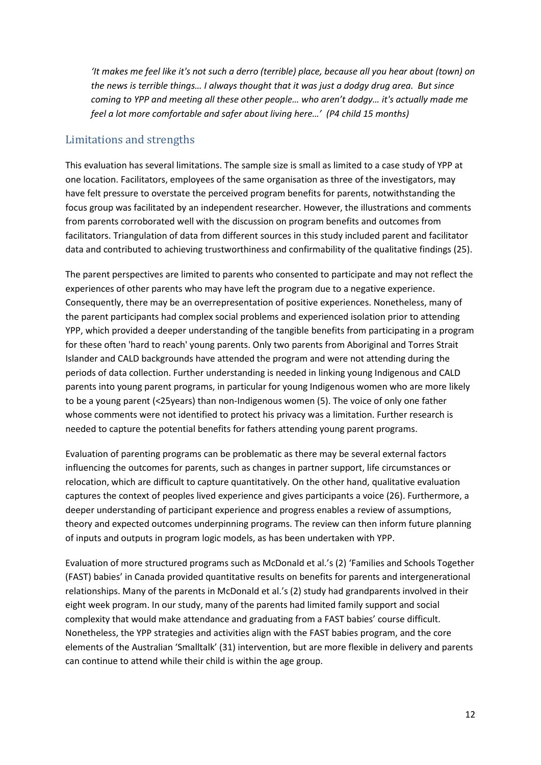*'It makes me feel like it's not such a derro (terrible) place, because all you hear about (town) on the news is terrible things… I always thought that it was just a dodgy drug area. But since coming to YPP and meeting all these other people… who aren't dodgy… it's actually made me feel a lot more comfortable and safer about living here…' (P4 child 15 months)*

## Limitations and strengths

This evaluation has several limitations. The sample size is small as limited to a case study of YPP at one location. Facilitators, employees of the same organisation as three of the investigators, may have felt pressure to overstate the perceived program benefits for parents, notwithstanding the focus group was facilitated by an independent researcher. However, the illustrations and comments from parents corroborated well with the discussion on program benefits and outcomes from facilitators. Triangulation of data from different sources in this study included parent and facilitator data and contributed to achieving trustworthiness and confirmability of the qualitative findings (25).

The parent perspectives are limited to parents who consented to participate and may not reflect the experiences of other parents who may have left the program due to a negative experience. Consequently, there may be an overrepresentation of positive experiences. Nonetheless, many of the parent participants had complex social problems and experienced isolation prior to attending YPP, which provided a deeper understanding of the tangible benefits from participating in a program for these often 'hard to reach' young parents. Only two parents from Aboriginal and Torres Strait Islander and CALD backgrounds have attended the program and were not attending during the periods of data collection. Further understanding is needed in linking young Indigenous and CALD parents into young parent programs, in particular for young Indigenous women who are more likely to be a young parent (<25years) than non-Indigenous women (5). The voice of only one father whose comments were not identified to protect his privacy was a limitation. Further research is needed to capture the potential benefits for fathers attending young parent programs.

Evaluation of parenting programs can be problematic as there may be several external factors influencing the outcomes for parents, such as changes in partner support, life circumstances or relocation, which are difficult to capture quantitatively. On the other hand, qualitative evaluation captures the context of peoples lived experience and gives participants a voice (26). Furthermore, a deeper understanding of participant experience and progress enables a review of assumptions, theory and expected outcomes underpinning programs. The review can then inform future planning of inputs and outputs in program logic models, as has been undertaken with YPP.

Evaluation of more structured programs such as McDonald et al.'s (2) 'Families and Schools Together (FAST) babies' in Canada provided quantitative results on benefits for parents and intergenerational relationships. Many of the parents in McDonald et al.'s (2) study had grandparents involved in their eight week program. In our study, many of the parents had limited family support and social complexity that would make attendance and graduating from a FAST babies' course difficult. Nonetheless, the YPP strategies and activities align with the FAST babies program, and the core elements of the Australian 'Smalltalk' (31) intervention, but are more flexible in delivery and parents can continue to attend while their child is within the age group.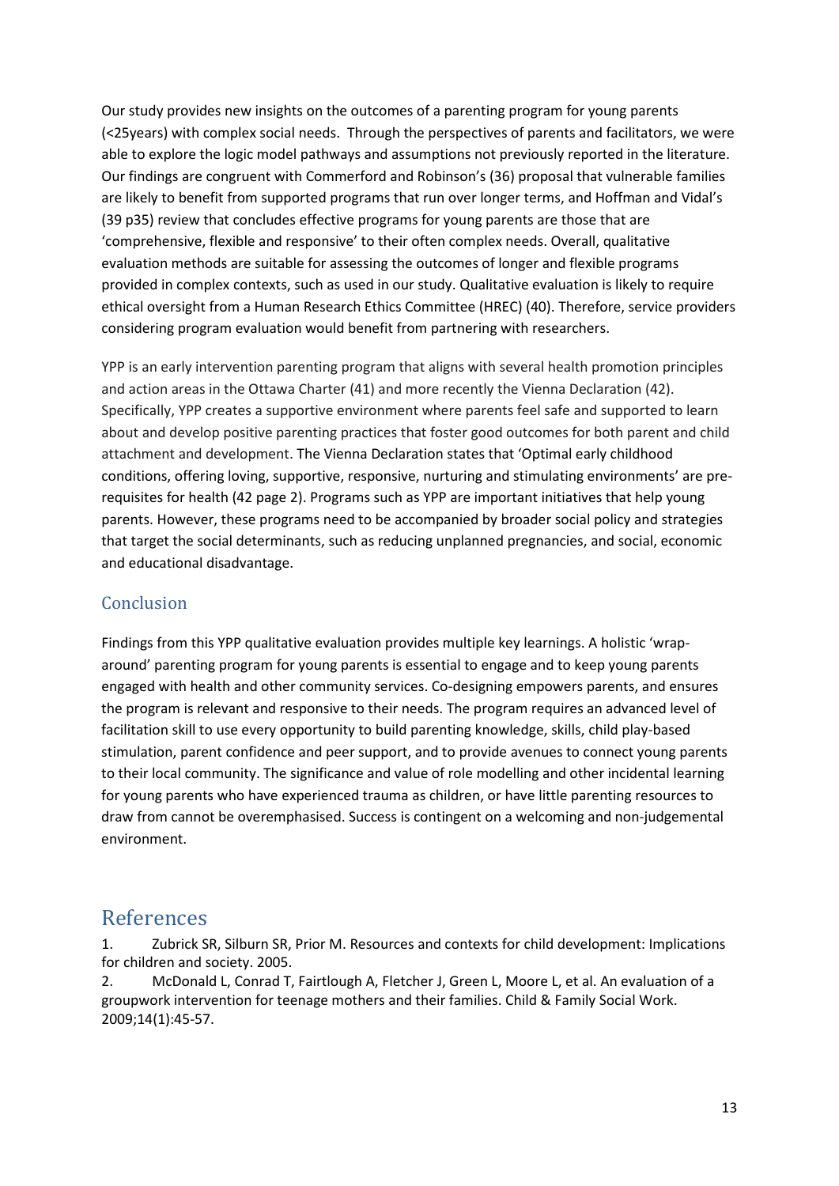Our study provides new insights on the outcomes of a parenting program for young parents (<25years) with complex social needs.  Through the perspectives of parents and facilitators, we were able to explore the logic model pathways and assumptions not previously reported in the literature. Our findings are congruent with Commerford and Robinson's (36) proposal that vulnerable families are likely to benefit from supported programs that run over longer terms, and Hoffman and Vidal's (39 p35) review that concludes effective programs for young parents are those that are 'comprehensive, flexible and responsive' to their often complex needs. Overall, qualitative evaluation methods are suitable for assessing the outcomes of longer and flexible programs provided in complex contexts, such as used in our study. Qualitative evaluation is likely to require ethical oversight from a Human Research Ethics Committee (HREC) (40). Therefore, service providers considering program evaluation would benefit from partnering with researchers.

YPP is an early intervention parenting program that aligns with several health promotion principles and action areas in the Ottawa Charter (41) and more recently the Vienna Declaration (42). Specifically, YPP creates a supportive environment where parents feel safe and supported to learn about and develop positive parenting practices that foster good outcomes for both parent and child attachment and development. The Vienna Declaration states that 'Optimal early childhood conditions, offering loving, supportive, responsive, nurturing and stimulating environments' are pre-requisites for health (42 page 2). Programs such as YPP are important initiatives that help young parents. However, these programs need to be accompanied by broader social policy and strategies that target the social determinants, such as reducing unplanned pregnancies, and social, economic and educational disadvantage.

## Conclusion

Findings from this YPP qualitative evaluation provides multiple key learnings. A holistic 'wrap-around' parenting program for young parents is essential to engage and to keep young parents engaged with health and other community services. Co-designing empowers parents, and ensures the program is relevant and responsive to their needs. The program requires an advanced level of facilitation skill to use every opportunity to build parenting knowledge, skills, child play-based stimulation, parent confidence and peer support, and to provide avenues to connect young parents to their local community. The significance and value of role modelling and other incidental learning for young parents who have experienced trauma as children, or have little parenting resources to draw from cannot be overemphasised. Success is contingent on a welcoming and non-judgemental environment.

# References

1. Zubrick SR, Silburn SR, Prior M. Resources and contexts for child development: Implications for children and society. 2005.
2. McDonald L, Conrad T, Fairtlough A, Fletcher J, Green L, Moore L, et al. An evaluation of a groupwork intervention for teenage mothers and their families. Child & Family Social Work. 2009;14(1):45-57.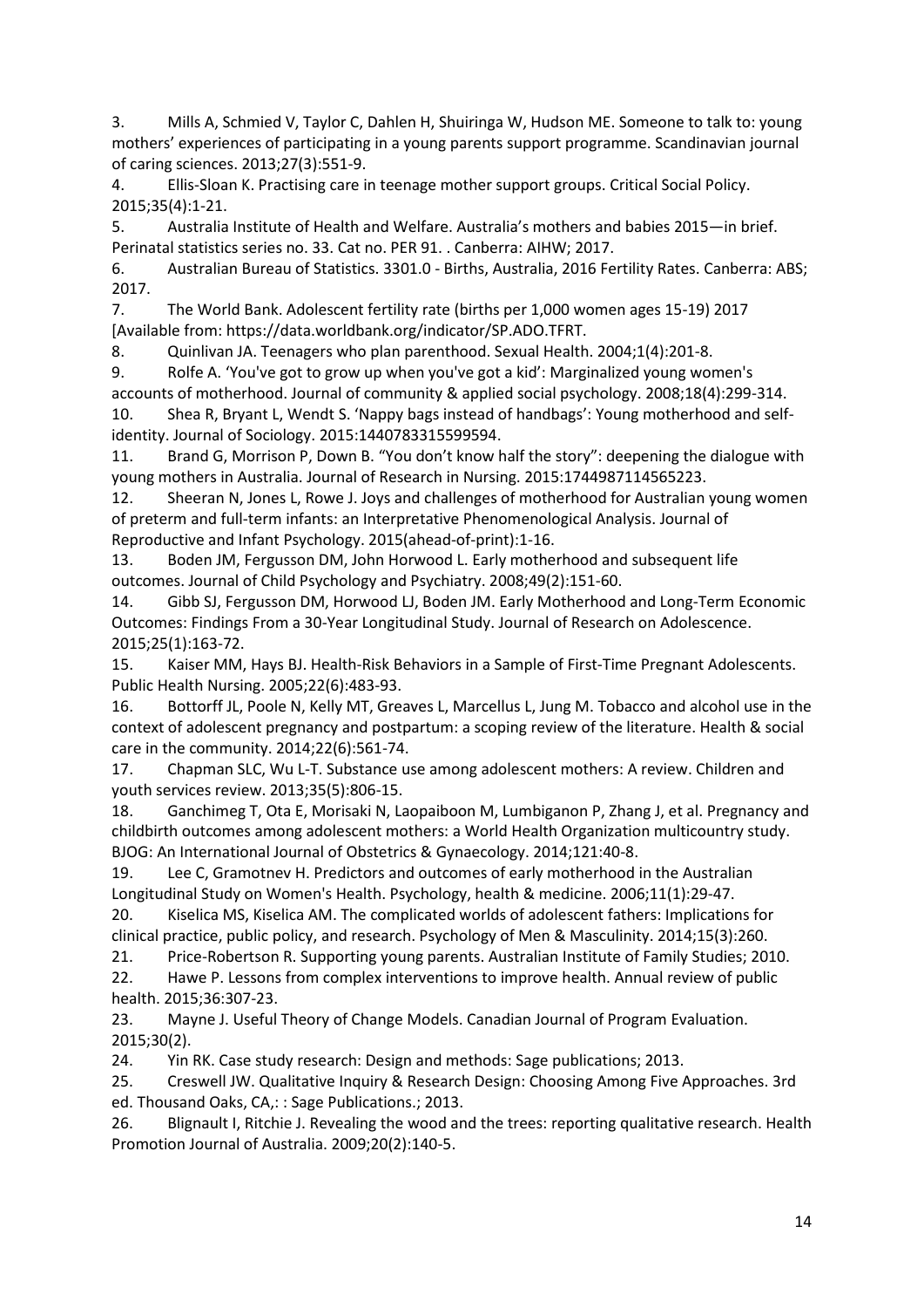3. Mills A, Schmied V, Taylor C, Dahlen H, Shuiringa W, Hudson ME. Someone to talk to: young mothers' experiences of participating in a young parents support programme. Scandinavian journal of caring sciences. 2013;27(3):551-9.
4. Ellis-Sloan K. Practising care in teenage mother support groups. Critical Social Policy. 2015;35(4):1-21.
5. Australia Institute of Health and Welfare. Australia's mothers and babies 2015—in brief. Perinatal statistics series no. 33. Cat no. PER 91. . Canberra: AIHW; 2017.
6. Australian Bureau of Statistics. 3301.0 - Births, Australia, 2016 Fertility Rates. Canberra: ABS; 2017.
7. The World Bank. Adolescent fertility rate (births per 1,000 women ages 15-19) 2017 [Available from: https://data.worldbank.org/indicator/SP.ADO.TFRT.
8. Quinlivan JA. Teenagers who plan parenthood. Sexual Health. 2004;1(4):201-8.
9. Rolfe A. 'You've got to grow up when you've got a kid': Marginalized young women's accounts of motherhood. Journal of community & applied social psychology. 2008;18(4):299-314.
10. Shea R, Bryant L, Wendt S. 'Nappy bags instead of handbags': Young motherhood and self-identity. Journal of Sociology. 2015:1440783315599594.
11. Brand G, Morrison P, Down B. "You don't know half the story": deepening the dialogue with young mothers in Australia. Journal of Research in Nursing. 2015:1744987114565223.
12. Sheeran N, Jones L, Rowe J. Joys and challenges of motherhood for Australian young women of preterm and full-term infants: an Interpretative Phenomenological Analysis. Journal of Reproductive and Infant Psychology. 2015(ahead-of-print):1-16.
13. Boden JM, Fergusson DM, John Horwood L. Early motherhood and subsequent life outcomes. Journal of Child Psychology and Psychiatry. 2008;49(2):151-60.
14. Gibb SJ, Fergusson DM, Horwood LJ, Boden JM. Early Motherhood and Long-Term Economic Outcomes: Findings From a 30-Year Longitudinal Study. Journal of Research on Adolescence. 2015;25(1):163-72.
15. Kaiser MM, Hays BJ. Health-Risk Behaviors in a Sample of First-Time Pregnant Adolescents. Public Health Nursing. 2005;22(6):483-93.
16. Bottorff JL, Poole N, Kelly MT, Greaves L, Marcellus L, Jung M. Tobacco and alcohol use in the context of adolescent pregnancy and postpartum: a scoping review of the literature. Health & social care in the community. 2014;22(6):561-74.
17. Chapman SLC, Wu L-T. Substance use among adolescent mothers: A review. Children and youth services review. 2013;35(5):806-15.
18. Ganchimeg T, Ota E, Morisaki N, Laopaiboon M, Lumbiganon P, Zhang J, et al. Pregnancy and childbirth outcomes among adolescent mothers: a World Health Organization multicountry study. BJOG: An International Journal of Obstetrics & Gynaecology. 2014;121:40-8.
19. Lee C, Gramotnev H. Predictors and outcomes of early motherhood in the Australian Longitudinal Study on Women's Health. Psychology, health & medicine. 2006;11(1):29-47.
20. Kiselica MS, Kiselica AM. The complicated worlds of adolescent fathers: Implications for clinical practice, public policy, and research. Psychology of Men & Masculinity. 2014;15(3):260.
21. Price-Robertson R. Supporting young parents. Australian Institute of Family Studies; 2010.
22. Hawe P. Lessons from complex interventions to improve health. Annual review of public health. 2015;36:307-23.
23. Mayne J. Useful Theory of Change Models. Canadian Journal of Program Evaluation. 2015;30(2).
24. Yin RK. Case study research: Design and methods: Sage publications; 2013.
25. Creswell JW. Qualitative Inquiry & Research Design: Choosing Among Five Approaches. 3rd ed. Thousand Oaks, CA,: : Sage Publications.; 2013.
26. Blignault I, Ritchie J. Revealing the wood and the trees: reporting qualitative research. Health Promotion Journal of Australia. 2009;20(2):140-5.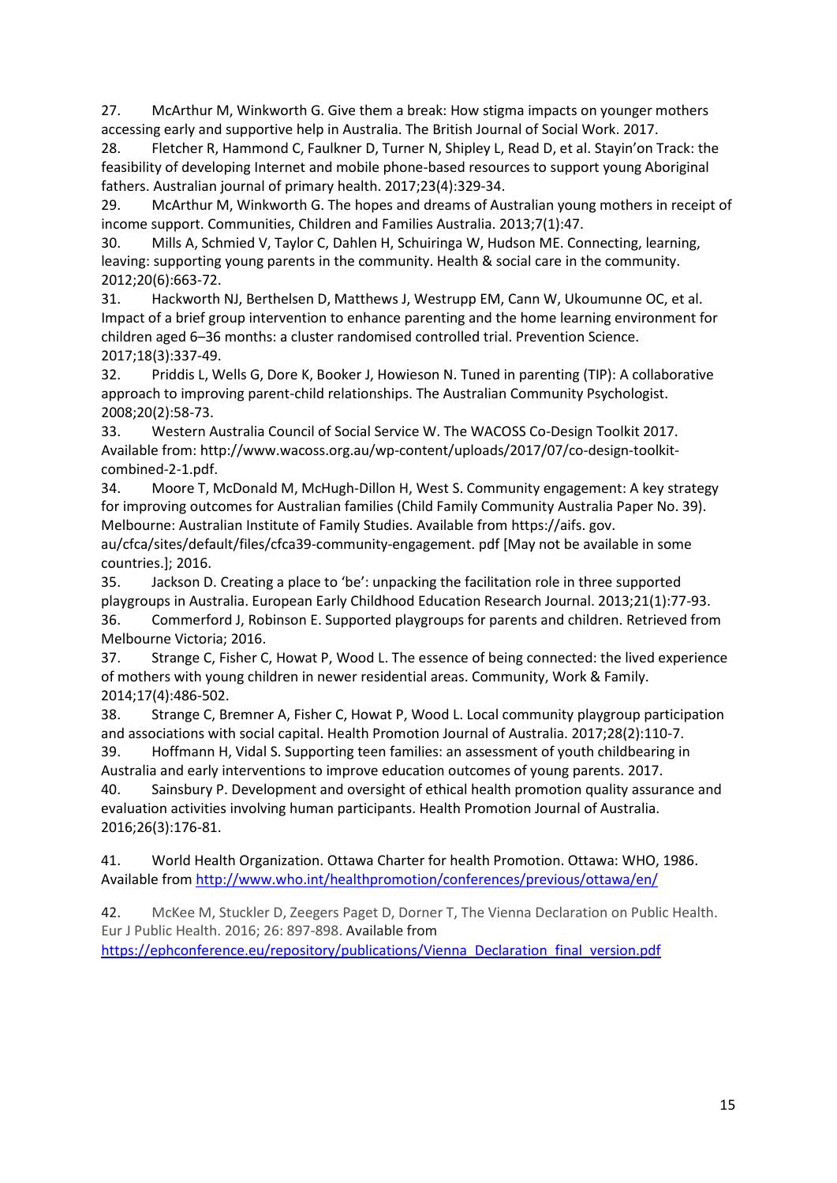27. McArthur M, Winkworth G. Give them a break: How stigma impacts on younger mothers accessing early and supportive help in Australia. The British Journal of Social Work. 2017.

28. Fletcher R, Hammond C, Faulkner D, Turner N, Shipley L, Read D, et al. Stayin'on Track: the feasibility of developing Internet and mobile phone-based resources to support young Aboriginal fathers. Australian journal of primary health. 2017;23(4):329-34.

29. McArthur M, Winkworth G. The hopes and dreams of Australian young mothers in receipt of income support. Communities, Children and Families Australia. 2013;7(1):47.

30. Mills A, Schmied V, Taylor C, Dahlen H, Schuiringa W, Hudson ME. Connecting, learning, leaving: supporting young parents in the community. Health & social care in the community. 2012;20(6):663-72.

31. Hackworth NJ, Berthelsen D, Matthews J, Westrupp EM, Cann W, Ukoumunne OC, et al. Impact of a brief group intervention to enhance parenting and the home learning environment for children aged 6–36 months: a cluster randomised controlled trial. Prevention Science. 2017;18(3):337-49.

32. Priddis L, Wells G, Dore K, Booker J, Howieson N. Tuned in parenting (TIP): A collaborative approach to improving parent-child relationships. The Australian Community Psychologist. 2008;20(2):58-73.

33. Western Australia Council of Social Service W. The WACOSS Co-Design Toolkit 2017. Available from: http://www.wacoss.org.au/wp-content/uploads/2017/07/co-design-toolkit-combined-2-1.pdf.

34. Moore T, McDonald M, McHugh-Dillon H, West S. Community engagement: A key strategy for improving outcomes for Australian families (Child Family Community Australia Paper No. 39). Melbourne: Australian Institute of Family Studies. Available from https://aifs. gov. au/cfca/sites/default/files/cfca39-community-engagement. pdf [May not be available in some countries.]; 2016.

35. Jackson D. Creating a place to 'be': unpacking the facilitation role in three supported playgroups in Australia. European Early Childhood Education Research Journal. 2013;21(1):77-93.

36. Commerford J, Robinson E. Supported playgroups for parents and children. Retrieved from Melbourne Victoria; 2016.

37. Strange C, Fisher C, Howat P, Wood L. The essence of being connected: the lived experience of mothers with young children in newer residential areas. Community, Work & Family. 2014;17(4):486-502.

38. Strange C, Bremner A, Fisher C, Howat P, Wood L. Local community playgroup participation and associations with social capital. Health Promotion Journal of Australia. 2017;28(2):110-7.

39. Hoffmann H, Vidal S. Supporting teen families: an assessment of youth childbearing in Australia and early interventions to improve education outcomes of young parents. 2017.

40. Sainsbury P. Development and oversight of ethical health promotion quality assurance and evaluation activities involving human participants. Health Promotion Journal of Australia. 2016;26(3):176-81.

41. World Health Organization. Ottawa Charter for health Promotion. Ottawa: WHO, 1986. Available from http://www.who.int/healthpromotion/conferences/previous/ottawa/en/

42. McKee M, Stuckler D, Zeegers Paget D, Dorner T, The Vienna Declaration on Public Health. Eur J Public Health. 2016; 26: 897-898. Available from https://ephconference.eu/repository/publications/Vienna_Declaration_final_version.pdf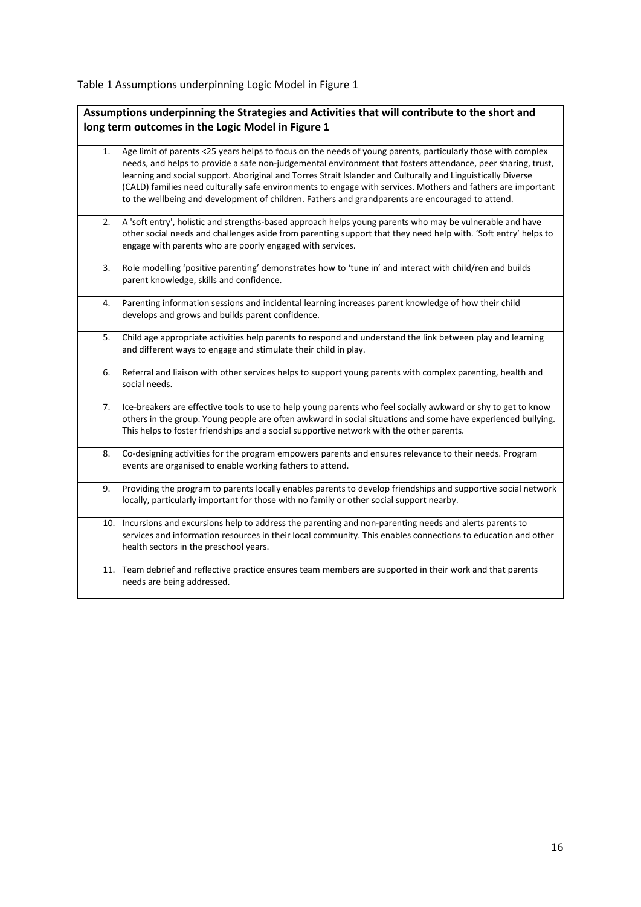Table 1 Assumptions underpinning Logic Model in Figure 1

| **Assumptions underpinning the Strategies and Activities that will contribute to the short and long term outcomes in the Logic Model in Figure 1** |
|---|
| 1. Age limit of parents <25 years helps to focus on the needs of young parents, particularly those with complex needs, and helps to provide a safe non-judgemental environment that fosters attendance, peer sharing, trust, learning and social support. Aboriginal and Torres Strait Islander and Culturally and Linguistically Diverse (CALD) families need culturally safe environments to engage with services. Mothers and fathers are important to the wellbeing and development of children. Fathers and grandparents are encouraged to attend. |
| 2. A 'soft entry', holistic and strengths-based approach helps young parents who may be vulnerable and have other social needs and challenges aside from parenting support that they need help with. 'Soft entry' helps to engage with parents who are poorly engaged with services. |
| 3. Role modelling 'positive parenting' demonstrates how to 'tune in' and interact with child/ren and builds parent knowledge, skills and confidence. |
| 4. Parenting information sessions and incidental learning increases parent knowledge of how their child develops and grows and builds parent confidence. |
| 5. Child age appropriate activities help parents to respond and understand the link between play and learning and different ways to engage and stimulate their child in play. |
| 6. Referral and liaison with other services helps to support young parents with complex parenting, health and social needs. |
| 7. Ice-breakers are effective tools to use to help young parents who feel socially awkward or shy to get to know others in the group. Young people are often awkward in social situations and some have experienced bullying. This helps to foster friendships and a social supportive network with the other parents. |
| 8. Co-designing activities for the program empowers parents and ensures relevance to their needs. Program events are organised to enable working fathers to attend. |
| 9. Providing the program to parents locally enables parents to develop friendships and supportive social network locally, particularly important for those with no family or other social support nearby. |
| 10. Incursions and excursions help to address the parenting and non-parenting needs and alerts parents to services and information resources in their local community. This enables connections to education and other health sectors in the preschool years. |
| 11. Team debrief and reflective practice ensures team members are supported in their work and that parents needs are being addressed. |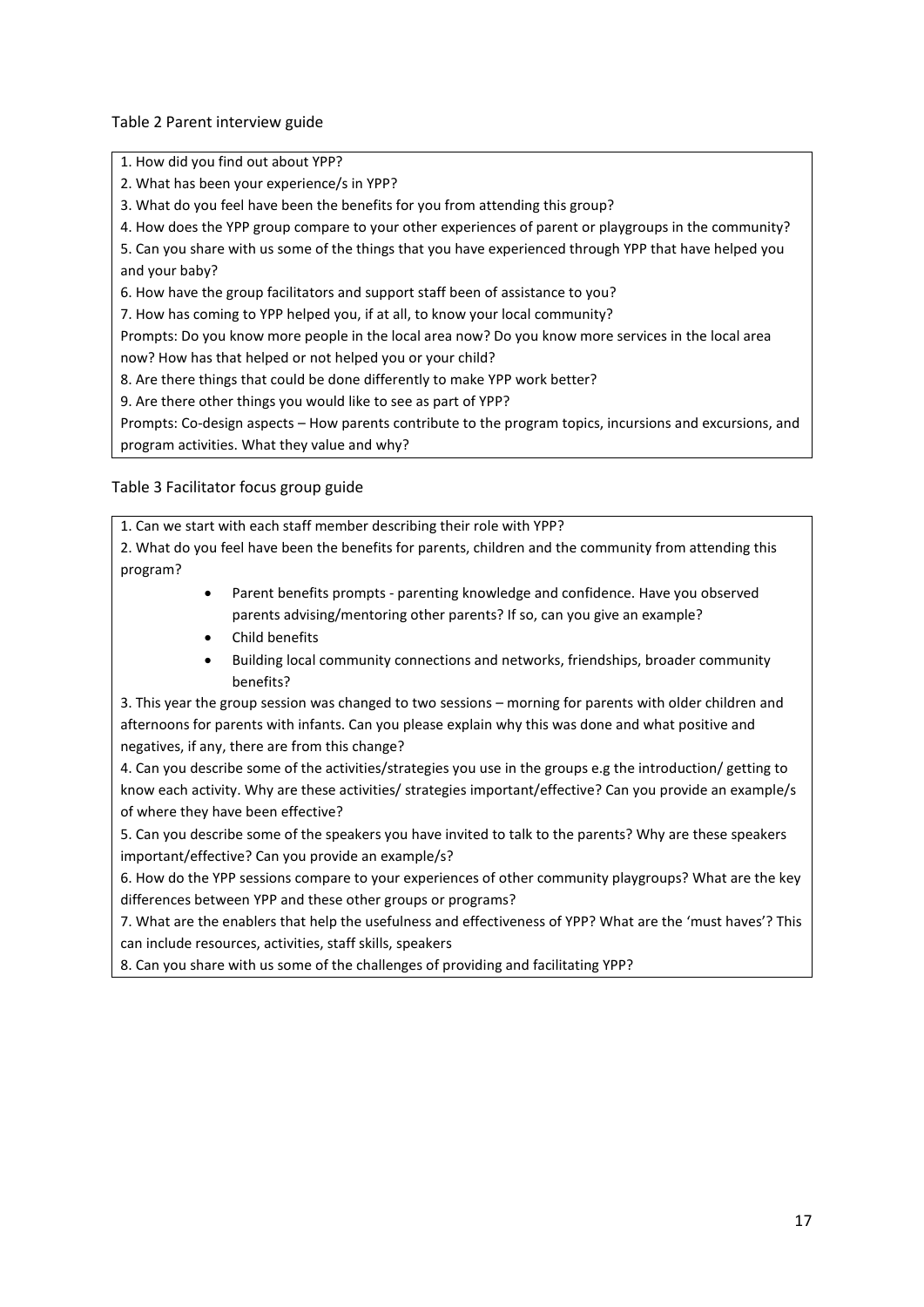Table 2 Parent interview guide

1. How did you find out about YPP?
2. What has been your experience/s in YPP?
3. What do you feel have been the benefits for you from attending this group?
4. How does the YPP group compare to your other experiences of parent or playgroups in the community?
5. Can you share with us some of the things that you have experienced through YPP that have helped you and your baby?
6. How have the group facilitators and support staff been of assistance to you?
7. How has coming to YPP helped you, if at all, to know your local community?

Prompts: Do you know more people in the local area now? Do you know more services in the local area now? How has that helped or not helped you or your child?

8. Are there things that could be done differently to make YPP work better?
9. Are there other things you would like to see as part of YPP?

Prompts: Co-design aspects – How parents contribute to the program topics, incursions and excursions, and program activities. What they value and why?

Table 3 Facilitator focus group guide

1. Can we start with each staff member describing their role with YPP?
2. What do you feel have been the benefits for parents, children and the community from attending this program?
   - Parent benefits prompts - parenting knowledge and confidence. Have you observed parents advising/mentoring other parents? If so, can you give an example?
   - Child benefits
   - Building local community connections and networks, friendships, broader community benefits?
3. This year the group session was changed to two sessions – morning for parents with older children and afternoons for parents with infants. Can you please explain why this was done and what positive and negatives, if any, there are from this change?
4. Can you describe some of the activities/strategies you use in the groups e.g the introduction/ getting to know each activity. Why are these activities/ strategies important/effective? Can you provide an example/s of where they have been effective?
5. Can you describe some of the speakers you have invited to talk to the parents? Why are these speakers important/effective? Can you provide an example/s?
6. How do the YPP sessions compare to your experiences of other community playgroups? What are the key differences between YPP and these other groups or programs?
7. What are the enablers that help the usefulness and effectiveness of YPP? What are the 'must haves'? This can include resources, activities, staff skills, speakers
8. Can you share with us some of the challenges of providing and facilitating YPP?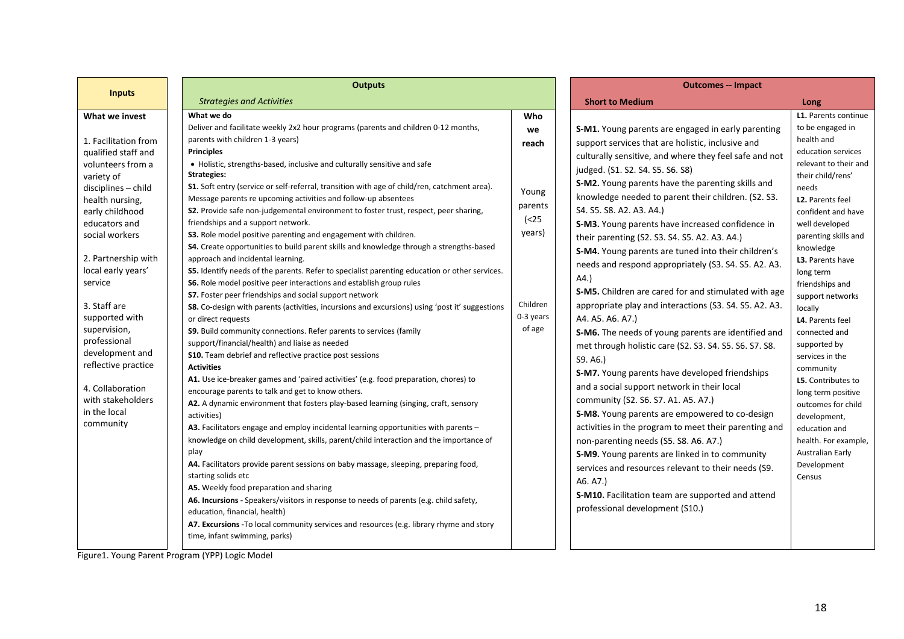| Inputs | Outputs | | Outcomes -- Impact | |
|---|---|---|---|---|
| | *Strategies and Activities* | | **Short to Medium** | **Long** |
| **What we invest**<br><br>1. Facilitation from qualified staff and volunteers from a variety of disciplines – child health nursing, early childhood educators and social workers<br><br>2. Partnership with local early years' service<br><br>3. Staff are supported with supervision, professional development and reflective practice<br><br>4. Collaboration with stakeholders in the local community | **What we do**<br>Deliver and facilitate weekly 2x2 hour programs (parents and children 0-12 months, parents with children 1-3 years)<br>**Principles**<br>• Holistic, strengths-based, inclusive and culturally sensitive and safe<br>**Strategies:**<br>**S1.** Soft entry (service or self-referral, transition with age of child/ren, catchment area). Message parents re upcoming activities and follow-up absentees<br>**S2.** Provide safe non-judgemental environment to foster trust, respect, peer sharing, friendships and a support network.<br>**S3.** Role model positive parenting and engagement with children.<br>**S4.** Create opportunities to build parent skills and knowledge through a strengths-based approach and incidental learning.<br>**S5.** Identify needs of the parents. Refer to specialist parenting education or other services.<br>**S6.** Role model positive peer interactions and establish group rules<br>**S7.** Foster peer friendships and social support network<br>**S8.** Co-design with parents (activities, incursions and excursions) using 'post it' suggestions or direct requests<br>**S9.** Build community connections. Refer parents to services (family support/financial/health) and liaise as needed<br>**S10.** Team debrief and reflective practice post sessions<br>**Activities**<br>**A1.** Use ice-breaker games and 'paired activities' (e.g. food preparation, chores) to encourage parents to talk and get to know others.<br>**A2.** A dynamic environment that fosters play-based learning (singing, craft, sensory activities)<br>**A3.** Facilitators engage and employ incidental learning opportunities with parents – knowledge on child development, skills, parent/child interaction and the importance of play<br>**A4.** Facilitators provide parent sessions on baby massage, sleeping, preparing food, starting solids etc<br>**A5.** Weekly food preparation and sharing<br>**A6. Incursions -** Speakers/visitors in response to needs of parents (e.g. child safety, education, financial, health)<br>**A7. Excursions -**To local community services and resources (e.g. library rhyme and story time, infant swimming, parks) | **Who we reach**<br><br>Young parents (<25 years)<br><br>Children 0-3 years of age | **S-M1.** Young parents are engaged in early parenting support services that are holistic, inclusive and culturally sensitive, and where they feel safe and not judged. (S1. S2. S4. S5. S6. S8)<br>**S-M2.** Young parents have the parenting skills and knowledge needed to parent their children. (S2. S3. S4. S5. S8. A2. A3. A4.)<br>**S-M3.** Young parents have increased confidence in their parenting (S2. S3. S4. S5. A2. A3. A4.)<br>**S-M4.** Young parents are tuned into their children's needs and respond appropriately (S3. S4. S5. A2. A3. A4.)<br>**S-M5.** Children are cared for and stimulated with age appropriate play and interactions (S3. S4. S5. A2. A3. A4. A5. A6. A7.)<br>**S-M6.** The needs of young parents are identified and met through holistic care (S2. S3. S4. S5. S6. S7. S8. S9. A6.)<br>**S-M7.** Young parents have developed friendships and a social support network in their local community (S2. S6. S7. A1. A5. A7.)<br>**S-M8.** Young parents are empowered to co-design activities in the program to meet their parenting and non-parenting needs (S5. S8. A6. A7.)<br>**S-M9.** Young parents are linked in to community services and resources relevant to their needs (S9. A6. A7.)<br>**S-M10.** Facilitation team are supported and attend professional development (S10.) | **L1.** Parents continue to be engaged in health and education services relevant to their and their child/rens' needs<br>**L2.** Parents feel confident and have well developed parenting skills and knowledge<br>**L3.** Parents have long term friendships and support networks locally<br>**L4.** Parents feel connected and supported by services in the community<br>**L5.** Contributes to long term positive outcomes for child development, education and health. For example, Australian Early Development Census |

Figure1. Young Parent Program (YPP) Logic Model